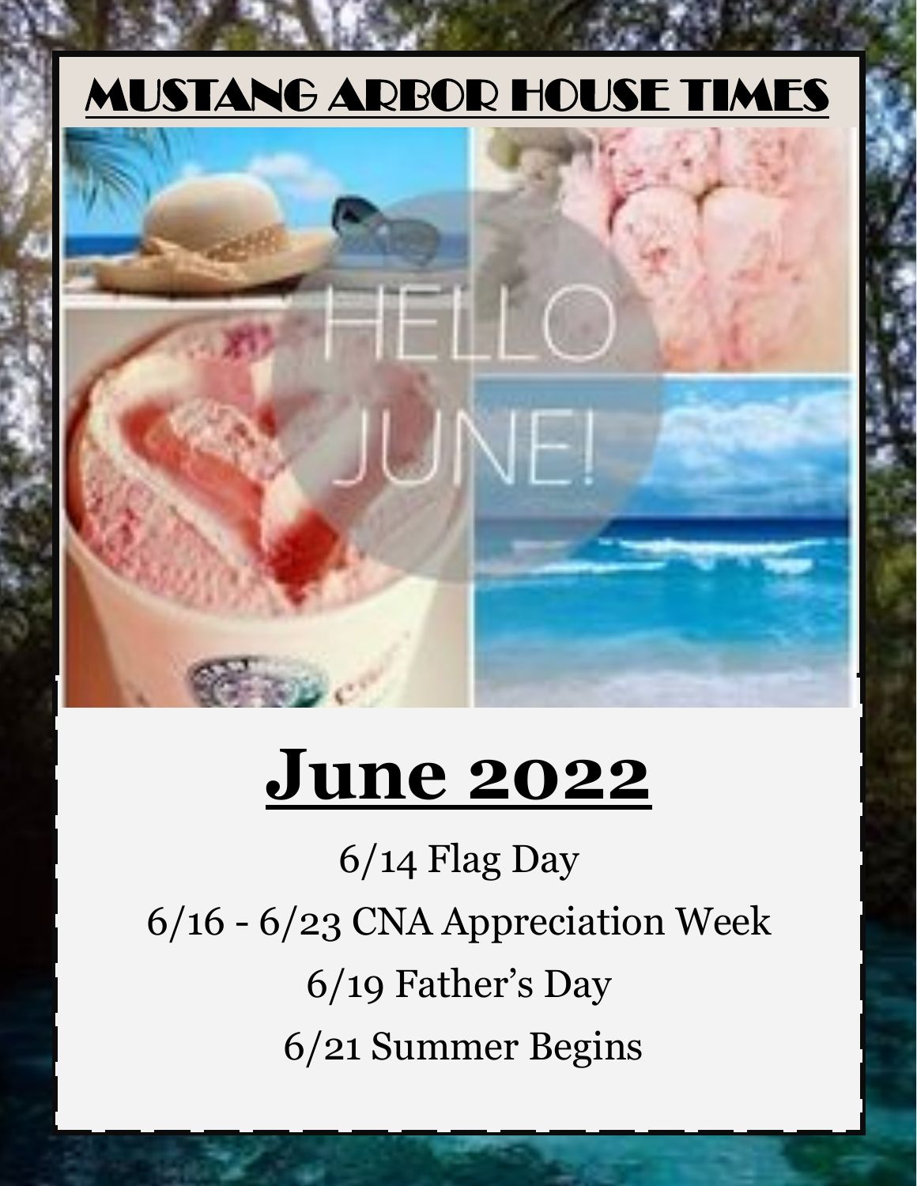# MUSTANG ARBOR HOUSE TIMES

## June 2022

6/14 Flag Day

6/16 - 6/23 CNA Appreciation Week

6/19 Father's Day

6/21 Summer Begins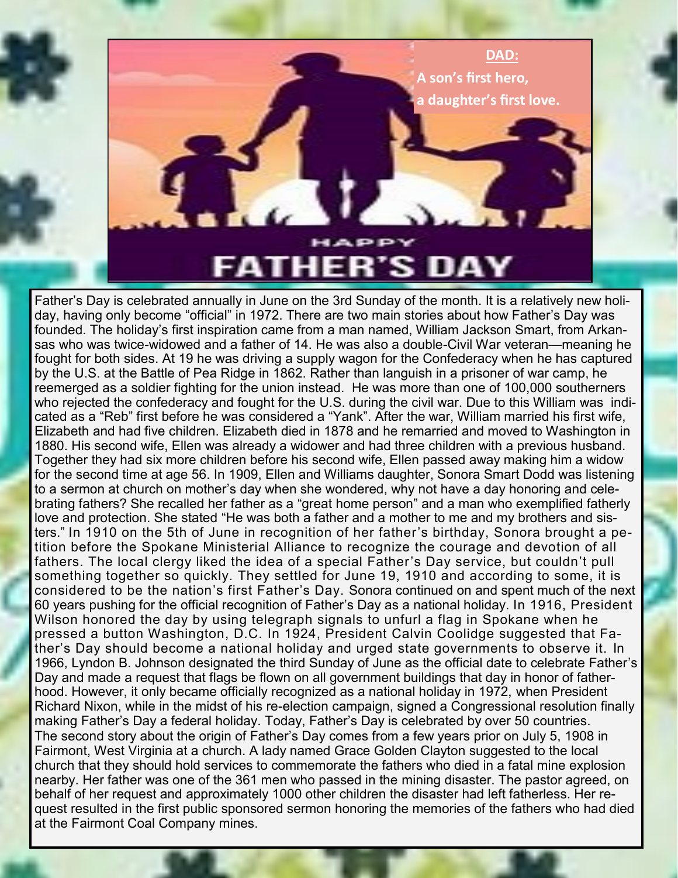**DAD:**

**A son's first hero,**

**a daughter's first love.**

HAPPY

# FATHER'S DAY

Father's Day is celebrated annually in June on the 3rd Sunday of the month. It is a relatively new holiday, having only become "official" in 1972. There are two main stories about how Father's Day was founded. The holiday's first inspiration came from a man named, William Jackson Smart, from Arkansas who was twice-widowed and a father of 14. He was also a double-Civil War veteran—meaning he fought for both sides. At 19 he was driving a supply wagon for the Confederacy when he has captured by the U.S. at the Battle of Pea Ridge in 1862. Rather than languish in a prisoner of war camp, he reemerged as a soldier fighting for the union instead. He was more than one of 100,000 southerners who rejected the confederacy and fought for the U.S. during the civil war. Due to this William was indicated as a "Reb" first before he was considered a "Yank". After the war, William married his first wife, Elizabeth and had five children. Elizabeth died in 1878 and he remarried and moved to Washington in 1880. His second wife, Ellen was already a widower and had three children with a previous husband. Together they had six more children before his second wife, Ellen passed away making him a widow for the second time at age 56. In 1909, Ellen and Williams daughter, Sonora Smart Dodd was listening to a sermon at church on mother's day when she wondered, why not have a day honoring and celebrating fathers? She recalled her father as a "great home person" and a man who exemplified fatherly love and protection. She stated "He was both a father and a mother to me and my brothers and sisters." In 1910 on the 5th of June in recognition of her father's birthday, Sonora brought a petition before the Spokane Ministerial Alliance to recognize the courage and devotion of all fathers. The local clergy liked the idea of a special Father's Day service, but couldn't pull something together so quickly. They settled for June 19, 1910 and according to some, it is considered to be the nation's first Father's Day. Sonora continued on and spent much of the next 60 years pushing for the official recognition of Father's Day as a national holiday. In 1916, President Wilson honored the day by using telegraph signals to unfurl a flag in Spokane when he pressed a button Washington, D.C. In 1924, President Calvin Coolidge suggested that Father's Day should become a national holiday and urged state governments to observe it. In 1966, Lyndon B. Johnson designated the third Sunday of June as the official date to celebrate Father's Day and made a request that flags be flown on all government buildings that day in honor of fatherhood. However, it only became officially recognized as a national holiday in 1972, when President Richard Nixon, while in the midst of his re-election campaign, signed a Congressional resolution finally making Father's Day a federal holiday. Today, Father's Day is celebrated by over 50 countries. The second story about the origin of Father's Day comes from a few years prior on July 5, 1908 in Fairmont, West Virginia at a church. A lady named Grace Golden Clayton suggested to the local church that they should hold services to commemorate the fathers who died in a fatal mine explosion nearby. Her father was one of the 361 men who passed in the mining disaster. The pastor agreed, on behalf of her request and approximately 1000 other children the disaster had left fatherless. Her request resulted in the first public sponsored sermon honoring the memories of the fathers who had died at the Fairmont Coal Company mines.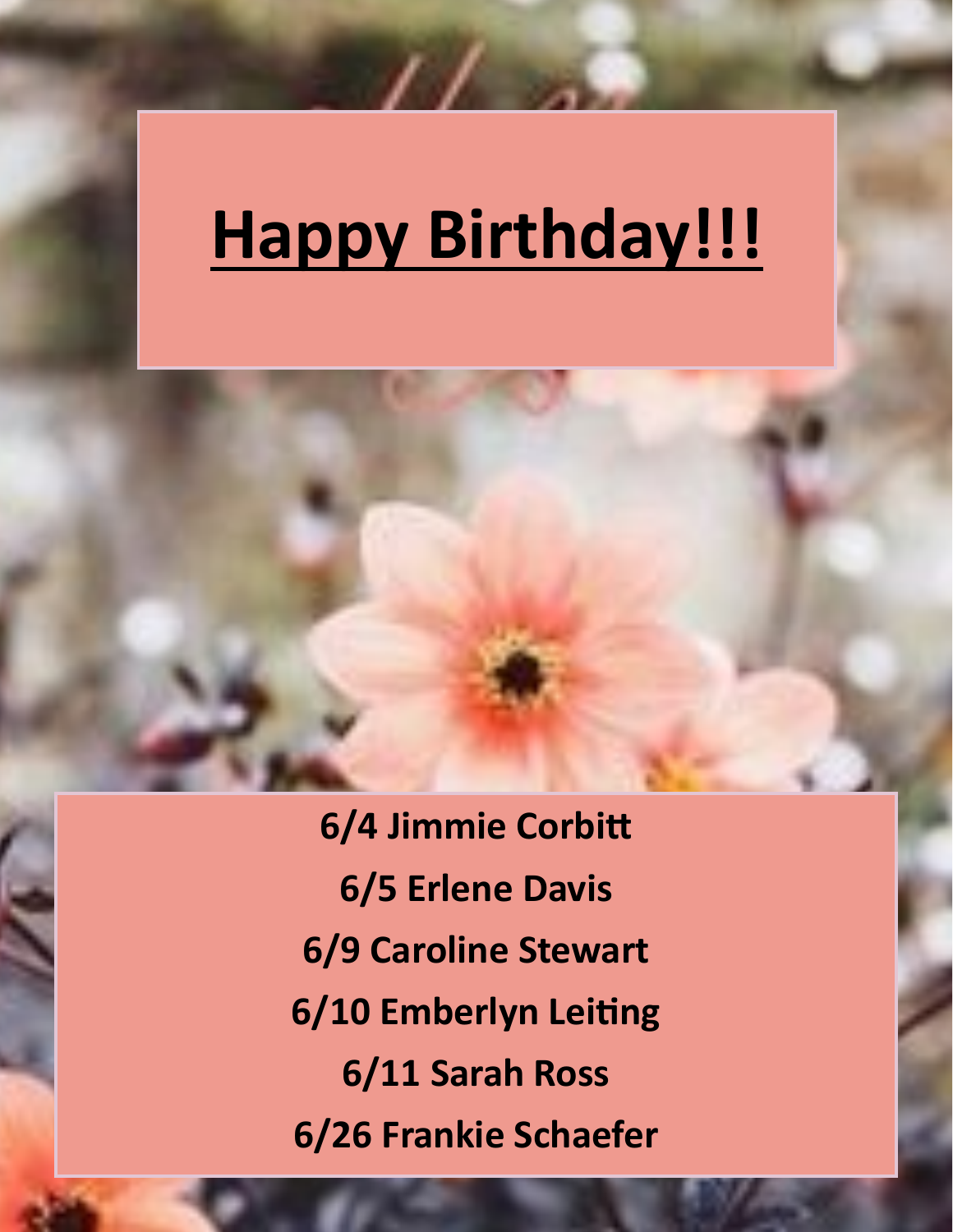# Happy Birthday!!!

**6/4 Jimmie Corbitt**

**6/5 Erlene Davis**

**6/9 Caroline Stewart**

**6/10 Emberlyn Leiting**

**6/11 Sarah Ross**

**6/26 Frankie Schaefer**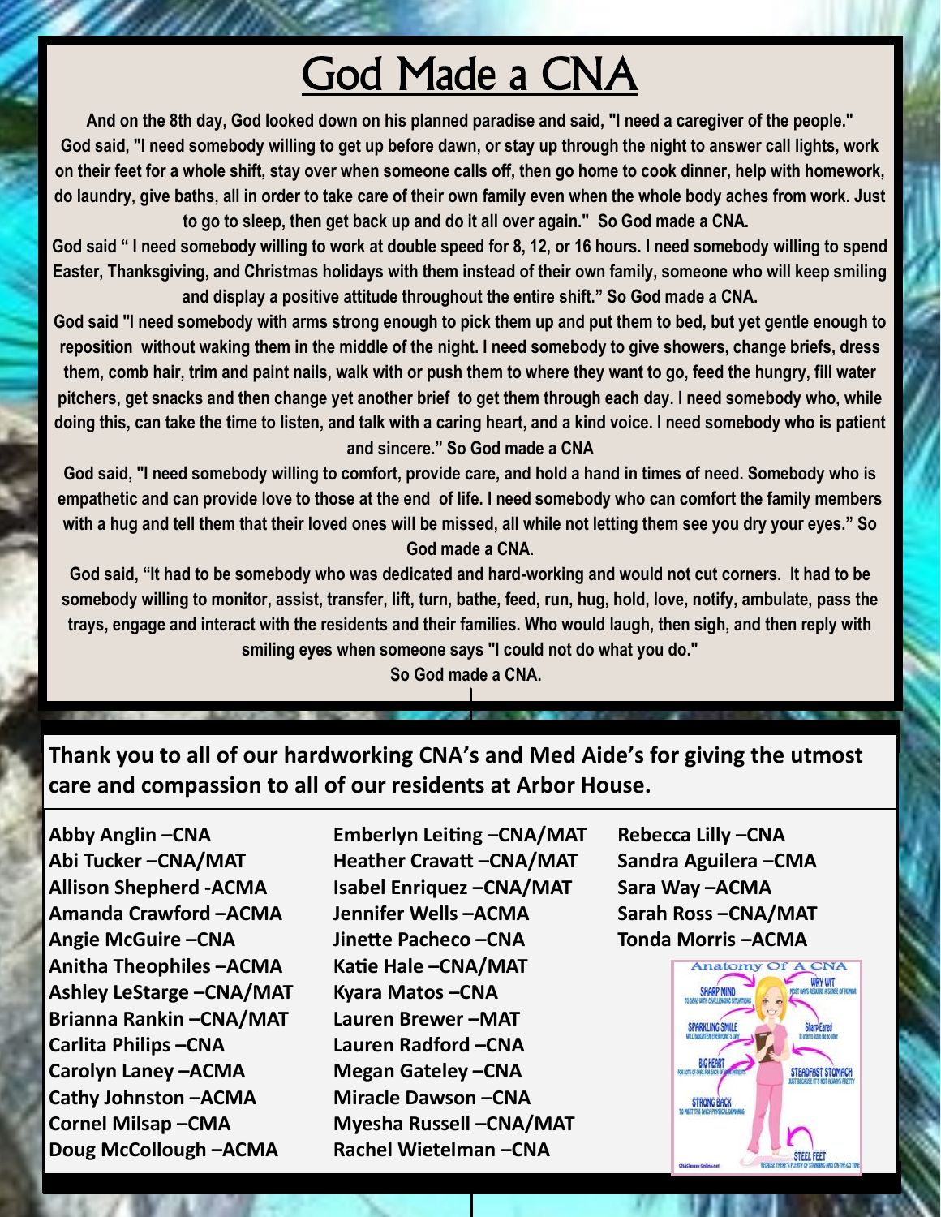# God Made a CNA

**And on the 8th day, God looked down on his planned paradise and said, "I need a caregiver of the people." God said, "I need somebody willing to get up before dawn, or stay up through the night to answer call lights, work on their feet for a whole shift, stay over when someone calls off, then go home to cook dinner, help with homework, do laundry, give baths, all in order to take care of their own family even when the whole body aches from work. Just to go to sleep, then get back up and do it all over again." So God made a CNA.**

**God said " I need somebody willing to work at double speed for 8, 12, or 16 hours. I need somebody willing to spend Easter, Thanksgiving, and Christmas holidays with them instead of their own family, someone who will keep smiling and display a positive attitude throughout the entire shift." So God made a CNA.**

**God said "I need somebody with arms strong enough to pick them up and put them to bed, but yet gentle enough to reposition without waking them in the middle of the night. I need somebody to give showers, change briefs, dress them, comb hair, trim and paint nails, walk with or push them to where they want to go, feed the hungry, fill water pitchers, get snacks and then change yet another brief to get them through each day. I need somebody who, while doing this, can take the time to listen, and talk with a caring heart, and a kind voice. I need somebody who is patient and sincere." So God made a CNA**

**God said, "I need somebody willing to comfort, provide care, and hold a hand in times of need. Somebody who is empathetic and can provide love to those at the end of life. I need somebody who can comfort the family members with a hug and tell them that their loved ones will be missed, all while not letting them see you dry your eyes." So God made a CNA.**

**God said, "It had to be somebody who was dedicated and hard-working and would not cut corners. It had to be somebody willing to monitor, assist, transfer, lift, turn, bathe, feed, run, hug, hold, love, notify, ambulate, pass the trays, engage and interact with the residents and their families. Who would laugh, then sigh, and then reply with smiling eyes when someone says "I could not do what you do."**

**So God made a CNA.**

**Thank you to all of our hardworking CNA's and Med Aide's for giving the utmost care and compassion to all of our residents at Arbor House.**

**Abby Anglin –CNA**
**Abi Tucker –CNA/MAT**
**Allison Shepherd -ACMA**
**Amanda Crawford –ACMA**
**Angie McGuire –CNA**
**Anitha Theophiles –ACMA**
**Ashley LeStarge –CNA/MAT**
**Brianna Rankin –CNA/MAT**
**Carlita Philips –CNA**
**Carolyn Laney –ACMA**
**Cathy Johnston –ACMA**
**Cornel Milsap –CMA**
**Doug McCollough –ACMA**
**Emberlyn Leiting –CNA/MAT**
**Heather Cravatt –CNA/MAT**
**Isabel Enriquez –CNA/MAT**
**Jennifer Wells –ACMA**
**Jinette Pacheco –CNA**
**Katie Hale –CNA/MAT**
**Kyara Matos –CNA**
**Lauren Brewer –MAT**
**Lauren Radford –CNA**
**Megan Gateley –CNA**
**Miracle Dawson –CNA**
**Myesha Russell –CNA/MAT**
**Rachel Wietelman –CNA**
**Rebecca Lilly –CNA**
**Sandra Aguilera –CMA**
**Sara Way –ACMA**
**Sarah Ross –CNA/MAT**
**Tonda Morris –ACMA**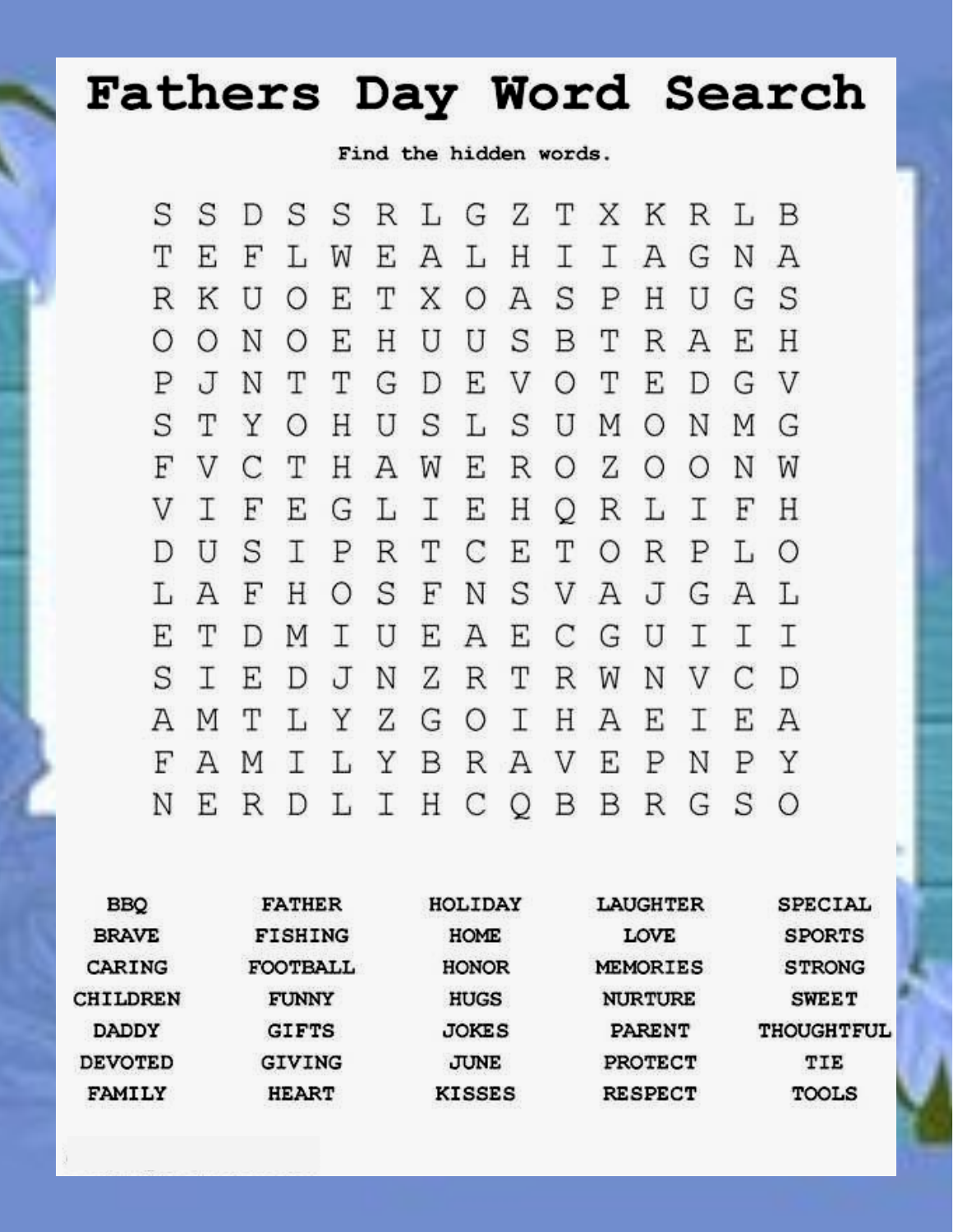# Fathers Day Word Search

Find the hidden words.

```
S S D S S R L G Z T X K R L B
T E F L W E A L H I I A G N A
R K U O E T X O A S P H U G S
O O N O E H U U S B T R A E H
P J N T T G D E V O T E D G V
S T Y O H U S L S U M O N M G
F V C T H A W E R O Z O O N W
V I F E G L I E H Q R L I F H
D U S I P R T C E T O R P L O
L A F H O S F N S V A J G A L
E T D M I U E A E C G U I I I
S I E D J N Z R T R W N V C D
A M T L Y Z G O I H A E I E A
F A M I L Y B R A V E P N P Y
N E R D L I H C Q B B R G S O
```

| | | | | |
|---|---|---|---|---|
| BBQ | FATHER | HOLIDAY | LAUGHTER | SPECIAL |
| BRAVE | FISHING | HOME | LOVE | SPORTS |
| CARING | FOOTBALL | HONOR | MEMORIES | STRONG |
| CHILDREN | FUNNY | HUGS | NURTURE | SWEET |
| DADDY | GIFTS | JOKES | PARENT | THOUGHTFUL |
| DEVOTED | GIVING | JUNE | PROTECT | TIE |
| FAMILY | HEART | KISSES | RESPECT | TOOLS |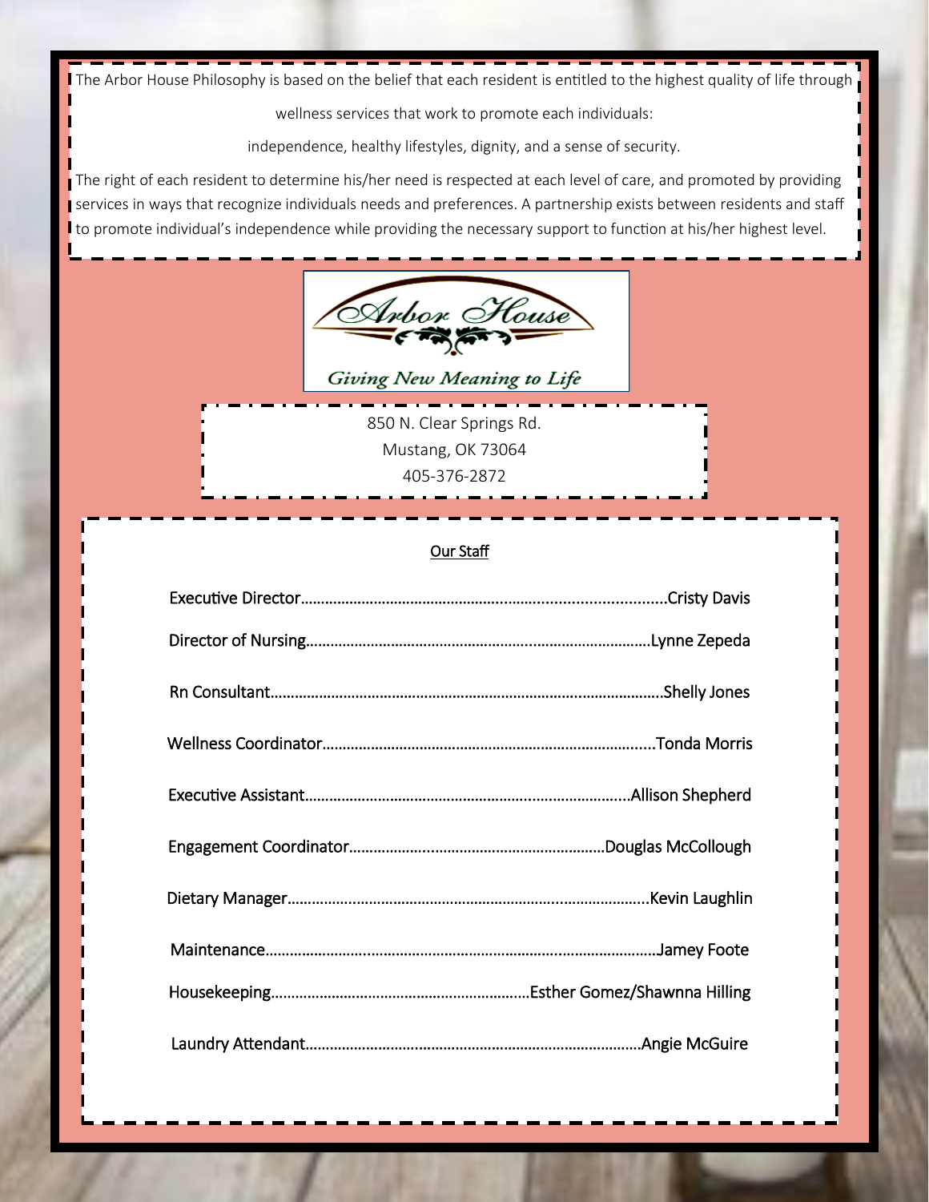The Arbor House Philosophy is based on the belief that each resident is entitled to the highest quality of life through wellness services that work to promote each individuals:

independence, healthy lifestyles, dignity, and a sense of security.

The right of each resident to determine his/her need is respected at each level of care, and promoted by providing services in ways that recognize individuals needs and preferences. A partnership exists between residents and staff to promote individual's independence while providing the necessary support to function at his/her highest level.

Arbor House

*Giving New Meaning to Life*

850 N. Clear Springs Rd.
Mustang, OK 73064
405-376-2872

## Our Staff

Executive Director……………………………………………………………………………Cristy Davis

Director of Nursing…………………………………………………………………………Lynne Zepeda

Rn Consultant……………………………………………………………………………………Shelly Jones

Wellness Coordinator……………………………………………………………………Tonda Morris

Executive Assistant…………………………………………………………………Allison Shepherd

Engagement Coordinator…………………………………………………Douglas McCollough

Dietary Manager……………………………………………………………………………Kevin Laughlin

Maintenance……………………………………………………………………………………Jamey Foote

Housekeeping……………………………………………………Esther Gomez/Shawnna Hilling

Laundry Attendant………………………………………………………………………Angie McGuire